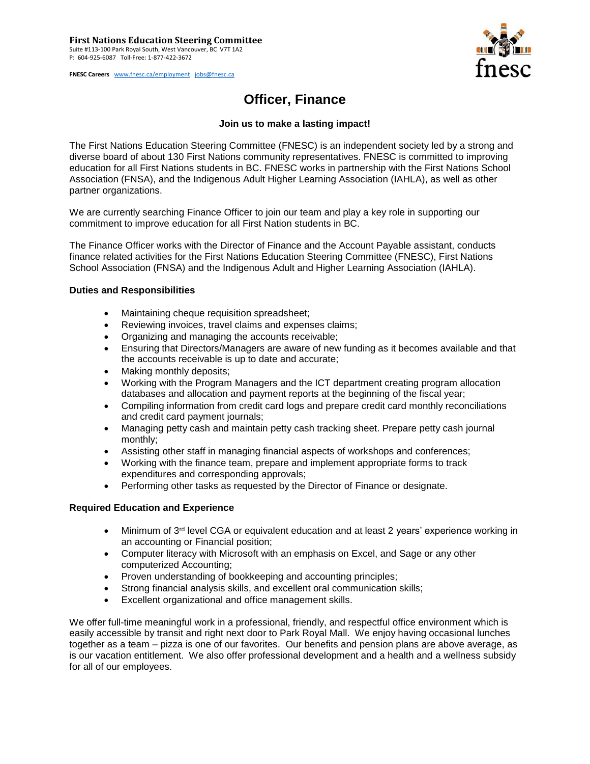**First Nations Education Steering Committee**
Suite #113-100 Park Royal South, West Vancouver, BC V7T 1A2
P: 604-925-6087 Toll-Free: 1-877-422-3672

**FNESC Careers** www.fnesc.ca/employment jobs@fnesc.ca

# Officer, Finance

**Join us to make a lasting impact!**

The First Nations Education Steering Committee (FNESC) is an independent society led by a strong and diverse board of about 130 First Nations community representatives. FNESC is committed to improving education for all First Nations students in BC. FNESC works in partnership with the First Nations School Association (FNSA), and the Indigenous Adult Higher Learning Association (IAHLA), as well as other partner organizations.

We are currently searching Finance Officer to join our team and play a key role in supporting our commitment to improve education for all First Nation students in BC.

The Finance Officer works with the Director of Finance and the Account Payable assistant, conducts finance related activities for the First Nations Education Steering Committee (FNESC), First Nations School Association (FNSA) and the Indigenous Adult and Higher Learning Association (IAHLA).

### Duties and Responsibilities

- Maintaining cheque requisition spreadsheet;
- Reviewing invoices, travel claims and expenses claims;
- Organizing and managing the accounts receivable;
- Ensuring that Directors/Managers are aware of new funding as it becomes available and that the accounts receivable is up to date and accurate;
- Making monthly deposits;
- Working with the Program Managers and the ICT department creating program allocation databases and allocation and payment reports at the beginning of the fiscal year;
- Compiling information from credit card logs and prepare credit card monthly reconciliations and credit card payment journals;
- Managing petty cash and maintain petty cash tracking sheet. Prepare petty cash journal monthly;
- Assisting other staff in managing financial aspects of workshops and conferences;
- Working with the finance team, prepare and implement appropriate forms to track expenditures and corresponding approvals;
- Performing other tasks as requested by the Director of Finance or designate.

### Required Education and Experience

- Minimum of 3rd level CGA or equivalent education and at least 2 years' experience working in an accounting or Financial position;
- Computer literacy with Microsoft with an emphasis on Excel, and Sage or any other computerized Accounting;
- Proven understanding of bookkeeping and accounting principles;
- Strong financial analysis skills, and excellent oral communication skills;
- Excellent organizational and office management skills.

We offer full-time meaningful work in a professional, friendly, and respectful office environment which is easily accessible by transit and right next door to Park Royal Mall. We enjoy having occasional lunches together as a team – pizza is one of our favorites. Our benefits and pension plans are above average, as is our vacation entitlement. We also offer professional development and a health and a wellness subsidy for all of our employees.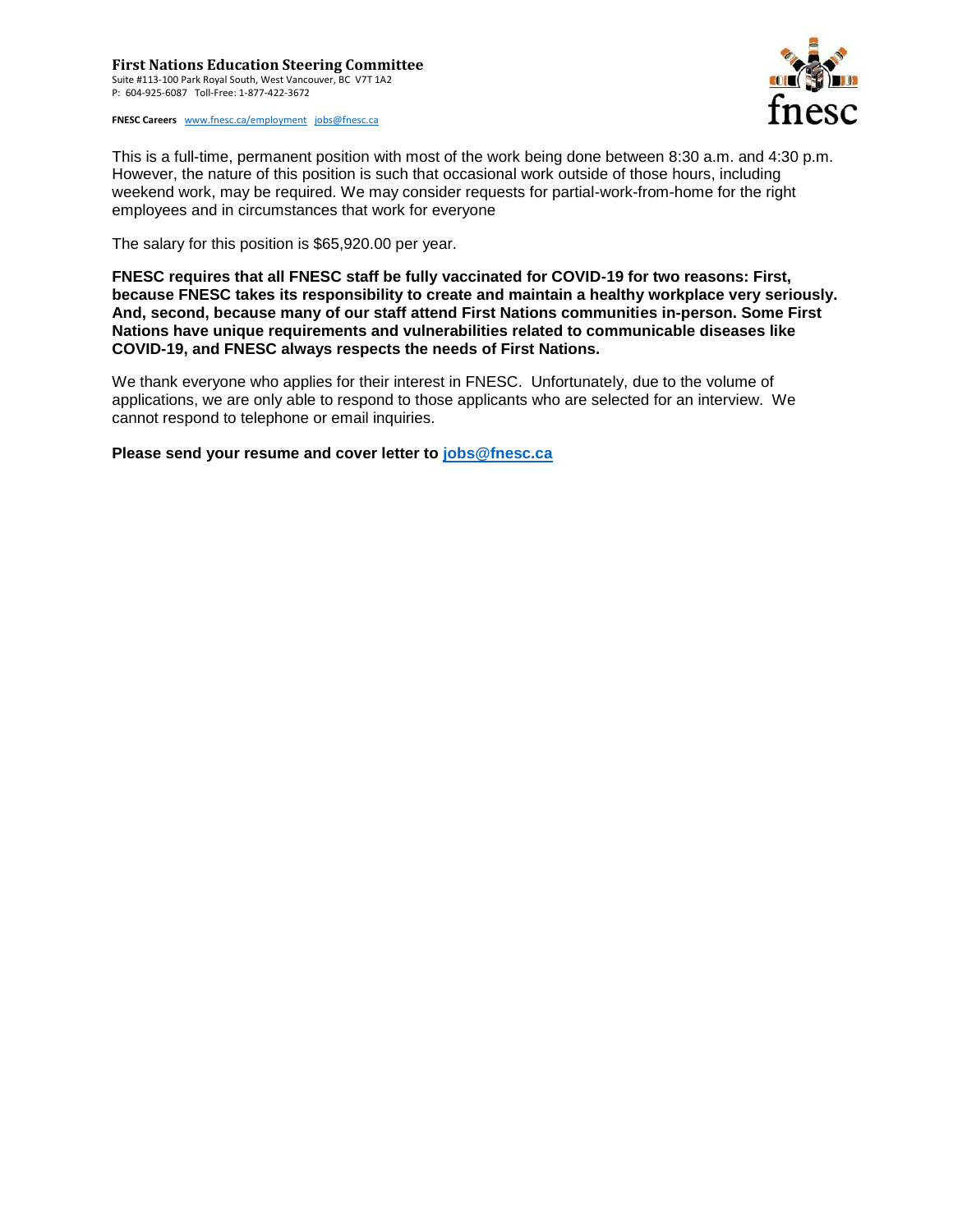This is a full-time, permanent position with most of the work being done between 8:30 a.m. and 4:30 p.m. However, the nature of this position is such that occasional work outside of those hours, including weekend work, may be required. We may consider requests for partial-work-from-home for the right employees and in circumstances that work for everyone

The salary for this position is $65,920.00 per year.

**FNESC requires that all FNESC staff be fully vaccinated for COVID-19 for two reasons: First, because FNESC takes its responsibility to create and maintain a healthy workplace very seriously. And, second, because many of our staff attend First Nations communities in-person. Some First Nations have unique requirements and vulnerabilities related to communicable diseases like COVID-19, and FNESC always respects the needs of First Nations.**

We thank everyone who applies for their interest in FNESC. Unfortunately, due to the volume of applications, we are only able to respond to those applicants who are selected for an interview. We cannot respond to telephone or email inquiries.

**Please send your resume and cover letter to jobs@fnesc.ca**